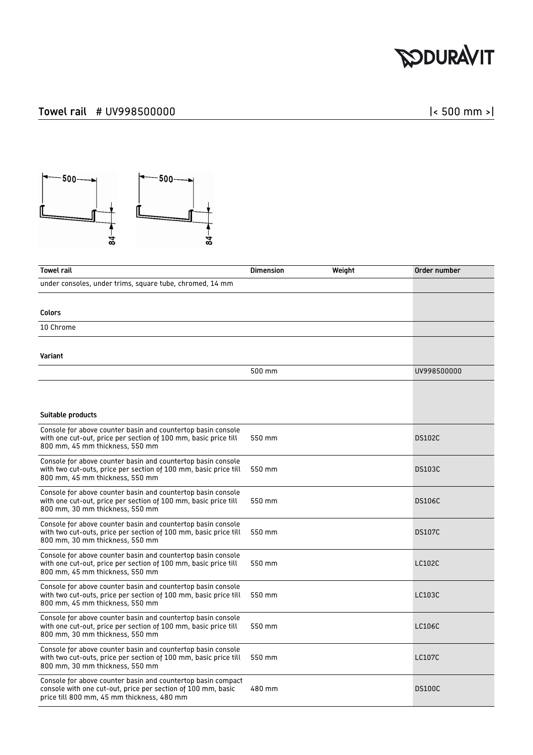# Towel rail # UV998500000

|< 500 mm >|

| Towel rail | Dimension | Weight | Order number |
|---|---|---|---|
| under consoles, under trims, square tube, chromed, 14 mm | | | |
| **Colors** | | | |
| 10 Chrome | | | |
| **Variant** | | | |
| | 500 mm | | UV998500000 |
| **Suitable products** | | | |
| Console for above counter basin and countertop basin console with one cut-out, price per section of 100 mm, basic price till 800 mm, 45 mm thickness, 550 mm | 550 mm | | DS102C |
| Console for above counter basin and countertop basin console with two cut-outs, price per section of 100 mm, basic price till 800 mm, 45 mm thickness, 550 mm | 550 mm | | DS103C |
| Console for above counter basin and countertop basin console with one cut-out, price per section of 100 mm, basic price till 800 mm, 30 mm thickness, 550 mm | 550 mm | | DS106C |
| Console for above counter basin and countertop basin console with two cut-outs, price per section of 100 mm, basic price till 800 mm, 30 mm thickness, 550 mm | 550 mm | | DS107C |
| Console for above counter basin and countertop basin console with one cut-out, price per section of 100 mm, basic price till 800 mm, 45 mm thickness, 550 mm | 550 mm | | LC102C |
| Console for above counter basin and countertop basin console with two cut-outs, price per section of 100 mm, basic price till 800 mm, 45 mm thickness, 550 mm | 550 mm | | LC103C |
| Console for above counter basin and countertop basin console with one cut-out, price per section of 100 mm, basic price till 800 mm, 30 mm thickness, 550 mm | 550 mm | | LC106C |
| Console for above counter basin and countertop basin console with two cut-outs, price per section of 100 mm, basic price till 800 mm, 30 mm thickness, 550 mm | 550 mm | | LC107C |
| Console for above counter basin and countertop basin compact console with one cut-out, price per section of 100 mm, basic price till 800 mm, 45 mm thickness, 480 mm | 480 mm | | DS100C |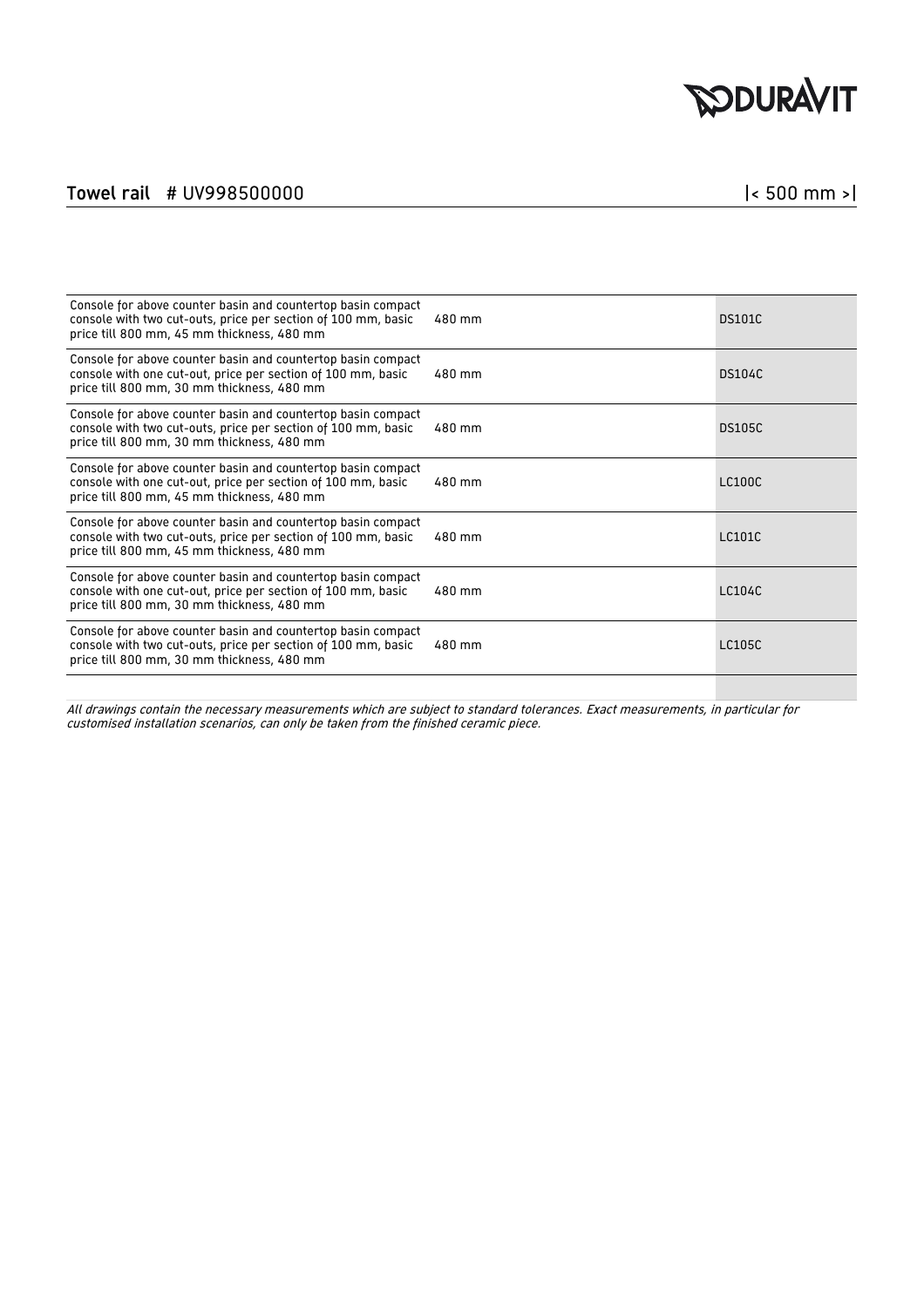## Towel rail # UV998500000 |< 500 mm >|

| | | |
|---|---|---|
| Console for above counter basin and countertop basin compact console with two cut-outs, price per section of 100 mm, basic price till 800 mm, 45 mm thickness, 480 mm | 480 mm | DS101C |
| Console for above counter basin and countertop basin compact console with one cut-out, price per section of 100 mm, basic price till 800 mm, 30 mm thickness, 480 mm | 480 mm | DS104C |
| Console for above counter basin and countertop basin compact console with two cut-outs, price per section of 100 mm, basic price till 800 mm, 30 mm thickness, 480 mm | 480 mm | DS105C |
| Console for above counter basin and countertop basin compact console with one cut-out, price per section of 100 mm, basic price till 800 mm, 45 mm thickness, 480 mm | 480 mm | LC100C |
| Console for above counter basin and countertop basin compact console with two cut-outs, price per section of 100 mm, basic price till 800 mm, 45 mm thickness, 480 mm | 480 mm | LC101C |
| Console for above counter basin and countertop basin compact console with one cut-out, price per section of 100 mm, basic price till 800 mm, 30 mm thickness, 480 mm | 480 mm | LC104C |
| Console for above counter basin and countertop basin compact console with two cut-outs, price per section of 100 mm, basic price till 800 mm, 30 mm thickness, 480 mm | 480 mm | LC105C |

*All drawings contain the necessary measurements which are subject to standard tolerances. Exact measurements, in particular for customised installation scenarios, can only be taken from the finished ceramic piece.*